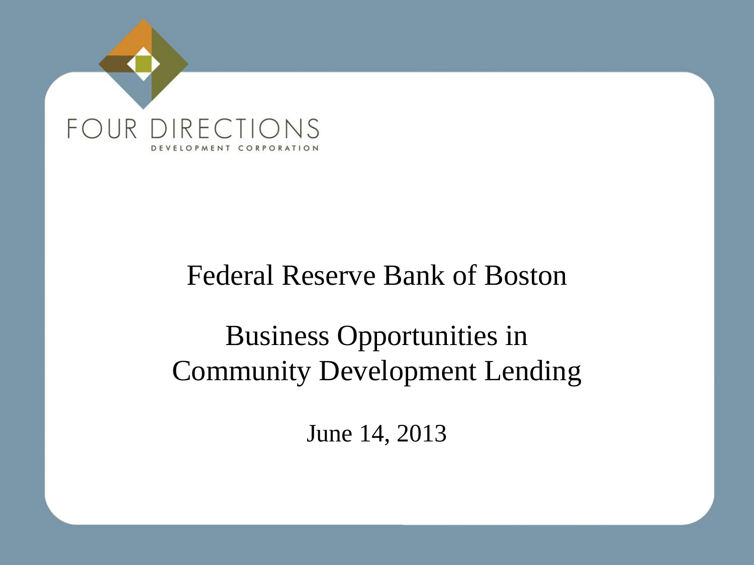FOUR DIRECTIONS

DEVELOPMENT CORPORATION

# Federal Reserve Bank of Boston

## Business Opportunities in Community Development Lending

June 14, 2013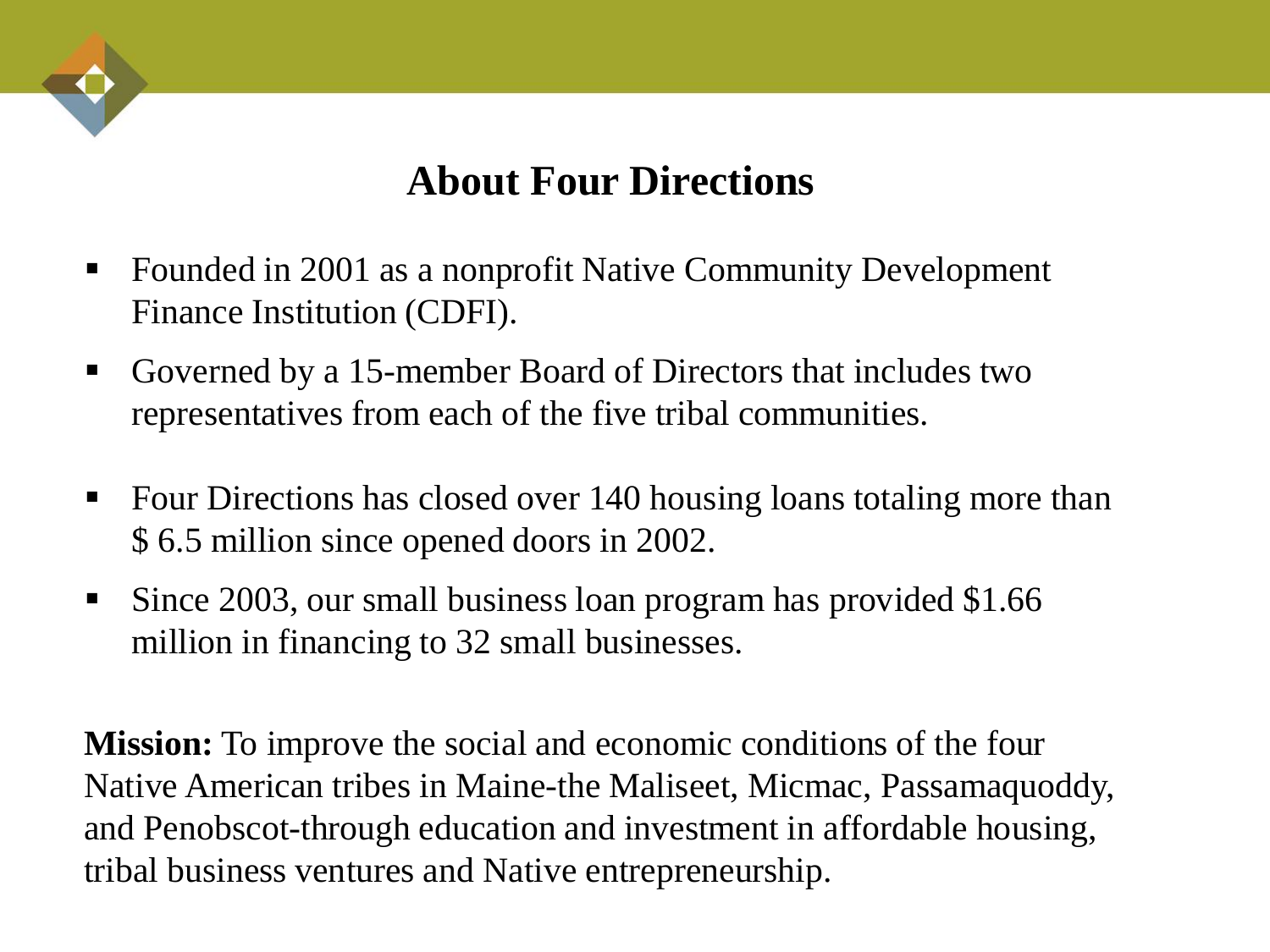# About Four Directions

- Founded in 2001 as a nonprofit Native Community Development Finance Institution (CDFI).
- Governed by a 15-member Board of Directors that includes two representatives from each of the five tribal communities.
- Four Directions has closed over 140 housing loans totaling more than $ 6.5 million since opened doors in 2002.
- Since 2003, our small business loan program has provided $1.66 million in financing to 32 small businesses.

**Mission:** To improve the social and economic conditions of the four Native American tribes in Maine-the Maliseet, Micmac, Passamaquoddy, and Penobscot-through education and investment in affordable housing, tribal business ventures and Native entrepreneurship.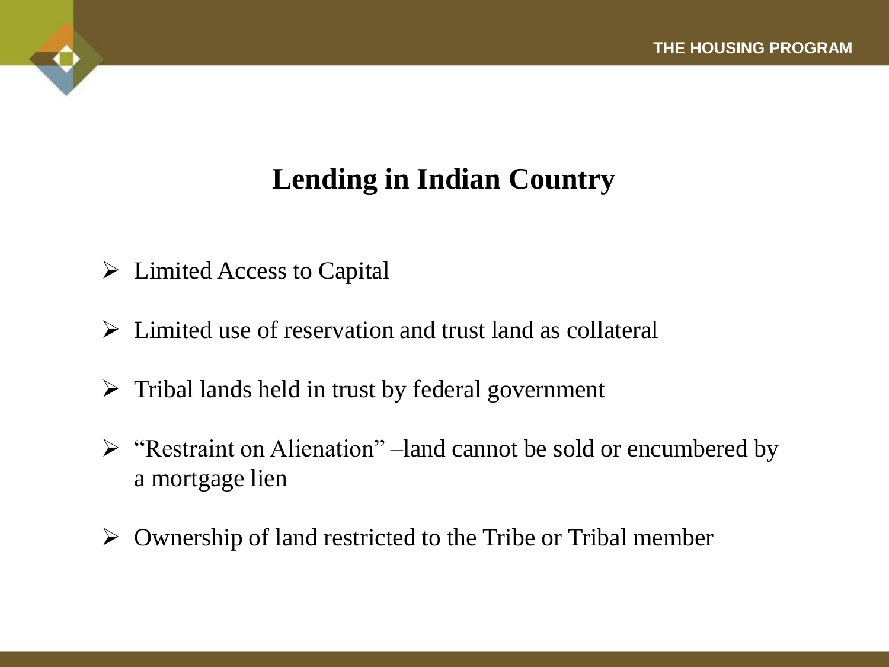# Lending in Indian Country

- Limited Access to Capital
- Limited use of reservation and trust land as collateral
- Tribal lands held in trust by federal government
- "Restraint on Alienation" –land cannot be sold or encumbered by a mortgage lien
- Ownership of land restricted to the Tribe or Tribal member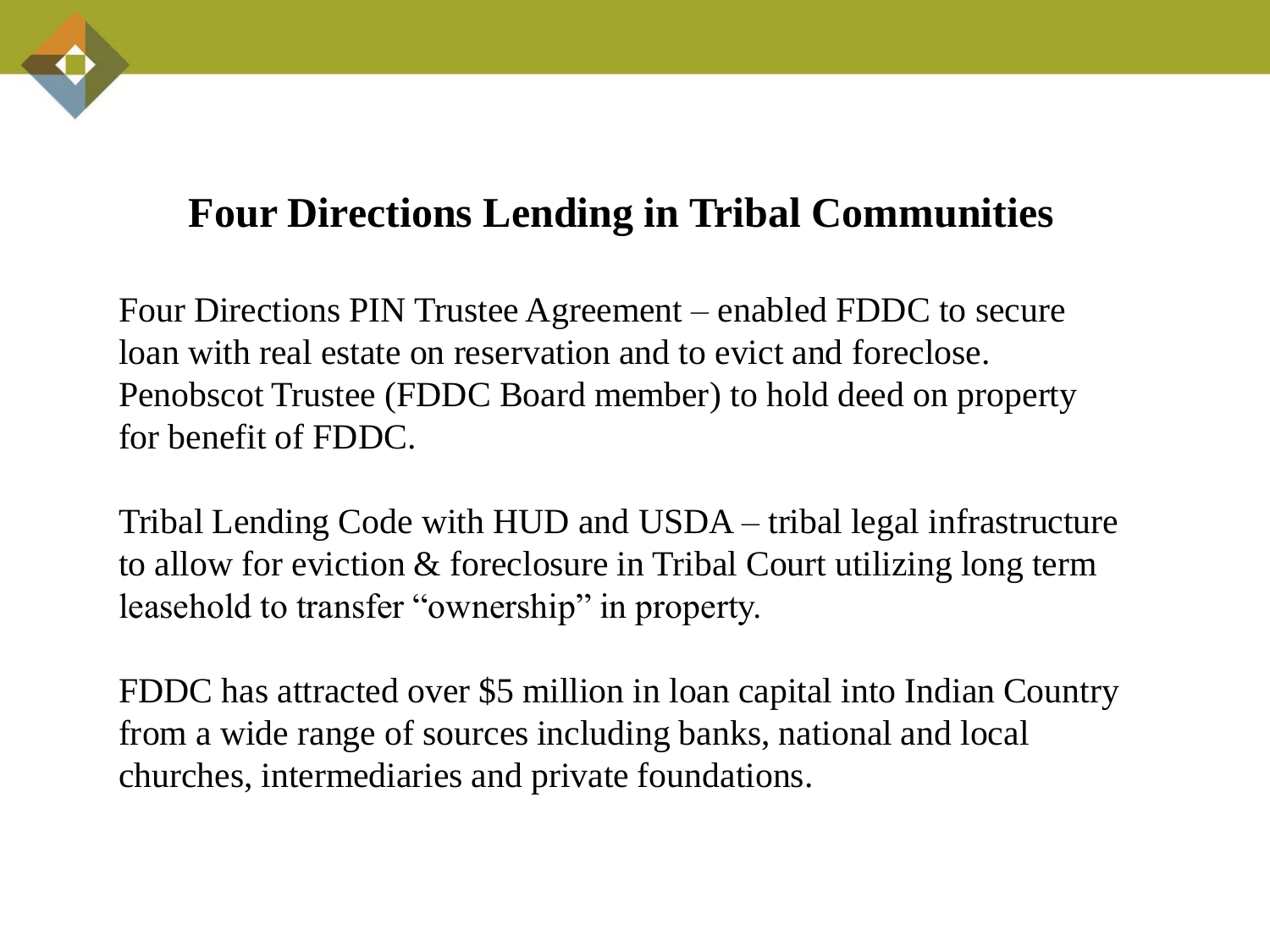# Four Directions Lending in Tribal Communities

Four Directions PIN Trustee Agreement – enabled FDDC to secure loan with real estate on reservation and to evict and foreclose. Penobscot Trustee (FDDC Board member) to hold deed on property for benefit of FDDC.

Tribal Lending Code with HUD and USDA – tribal legal infrastructure to allow for eviction & foreclosure in Tribal Court utilizing long term leasehold to transfer "ownership" in property.

FDDC has attracted over $5 million in loan capital into Indian Country from a wide range of sources including banks, national and local churches, intermediaries and private foundations.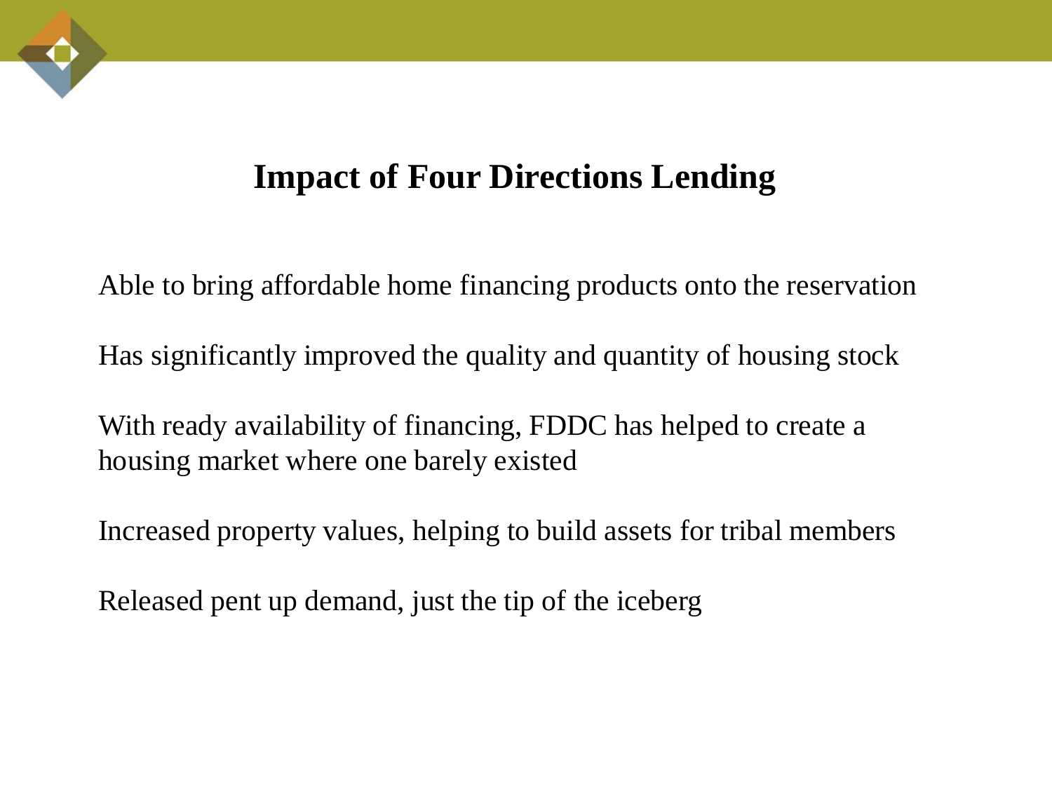# Impact of Four Directions Lending

Able to bring affordable home financing products onto the reservation

Has significantly improved the quality and quantity of housing stock

With ready availability of financing, FDDC has helped to create a housing market where one barely existed

Increased property values, helping to build assets for tribal members

Released pent up demand, just the tip of the iceberg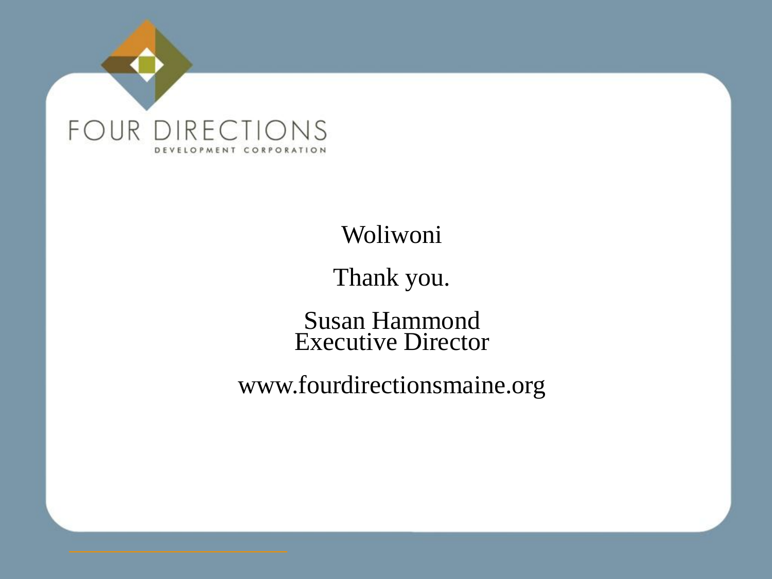FOUR DIRECTIONS

DEVELOPMENT CORPORATION

Woliwoni

Thank you.

Susan Hammond
Executive Director

www.fourdirectionsmaine.org